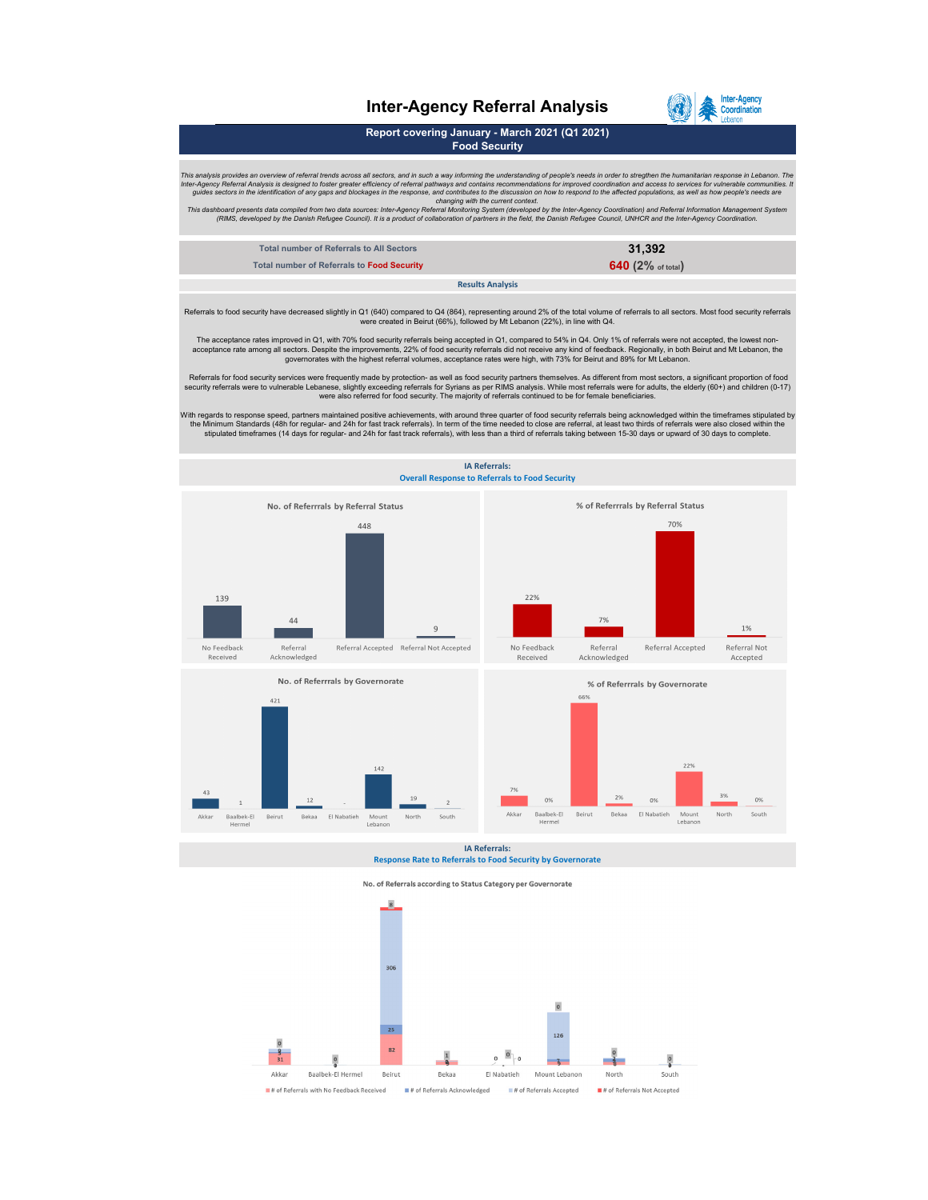# Inter-Agency Referral Analysis

Inter-Agency Coordination Lebanon

## Report covering January - March 2021 (Q1 2021)
## Food Security

*This analysis provides an overview of referral trends across all sectors, and in such a way informing the understanding of people's needs in order to stregthen the humanitarian response in Lebanon. The Inter-Agency Referral Analysis is designed to foster greater efficiency of referral pathways and contains recommendations for improved coordination and access to services for vulnerable communities. It guides sectors in the identification of any gaps and blockages in the response, and contributes to the discussion on how to respond to the affected populations, as well as how people's needs are changing with the current context.*

*This dashboard presents data compiled from two data sources: Inter-Agency Referral Monitoring System (developed by the Inter-Agency Coordination) and Referral Information Management System (RIMS, developed by the Danish Refugee Council). It is a product of collaboration of partners in the field, the Danish Refugee Council, UNHCR and the Inter-Agency Coordination.*

| | |
|---|---|
| Total number of Referrals to All Sectors | **31,392** |
| Total number of Referrals to **Food Security** | **640** (2% of total) |

### Results Analysis

Referrals to food security have decreased slightly in Q1 (640) compared to Q4 (864), representing around 2% of the total volume of referrals to all sectors. Most food security referrals were created in Beirut (66%), followed by Mt Lebanon (22%), in line with Q4.

The acceptance rates improved in Q1, with 70% food security referrals being accepted in Q1, compared to 54% in Q4. Only 1% of referrals were not accepted, the lowest non-acceptance rate among all sectors. Despite the improvements, 22% of food security referrals did not receive any kind of feedback. Regionally, in both Beirut and Mt Lebanon, the governorates with the highest referral volumes, acceptance rates were high, with 73% for Beirut and 89% for Mt Lebanon.

Referrals for food security services were frequently made by protection- as well as food security partners themselves. As different from most sectors, a significant proportion of food security referrals were to vulnerable Lebanese, slightly exceeding referrals for Syrians as per RIMS analysis. While most referrals were for adults, the elderly (60+) and children (0-17) were also referred for food security. The majority of referrals continued to be for female beneficiaries.

With regards to response speed, partners maintained positive achievements, with around three quarter of food security referrals being acknowledged within the timeframes stipulated by the Minimum Standards (48h for regular- and 24h for fast track referrals). In term of the time needed to close are referral, at least two thirds of referrals were also closed within the stipulated timeframes (14 days for regular- and 24h for fast track referrals), with less than a third of referrals taking between 15-30 days or upward of 30 days to complete.

### IA Referrals:
### Overall Response to Referrals to Food Security

**No. of Referrrals by Referral Status** / **% of Referrrals by Referral Status**

| Referral Status | No. | % |
|---|---|---|
| No Feedback Received | 139 | 22% |
| Referral Acknowledged | 44 | 7% |
| Referral Accepted | 448 | 70% |
| Referral Not Accepted | 9 | 1% |

**No. of Referrrals by Governorate** / **% of Referrrals by Governorate**

| Governorate | No. | % |
|---|---|---|
| Akkar | 43 | 7% |
| Baalbek-El Hermel | 1 | 0% |
| Beirut | 421 | 66% |
| Bekaa | 12 | 2% |
| El Nabatieh | - | 0% |
| Mount Lebanon | 142 | 22% |
| North | 19 | 3% |
| South | 2 | 0% |

### IA Referrals:
### Response Rate to Referrals to Food Security by Governorate

**No. of Referrals according to Status Category per Governorate**

| Governorate | # of Referrals with No Feedback Received | # of Referrals Acknowledged | # of Referrals Accepted | # of Referrals Not Accepted |
|---|---|---|---|---|
| Akkar | 31 | | | 0 |
| Baalbek-El Hermel | | | | 0 |
| Beirut | 82 | 25 | 306 | 8 |
| Bekaa | | | | 1 |
| El Nabatieh | 0 | | | 0 |
| Mount Lebanon | | 7 | 126 | 0 |
| North | | | | 0 |
| South | | | | 0 |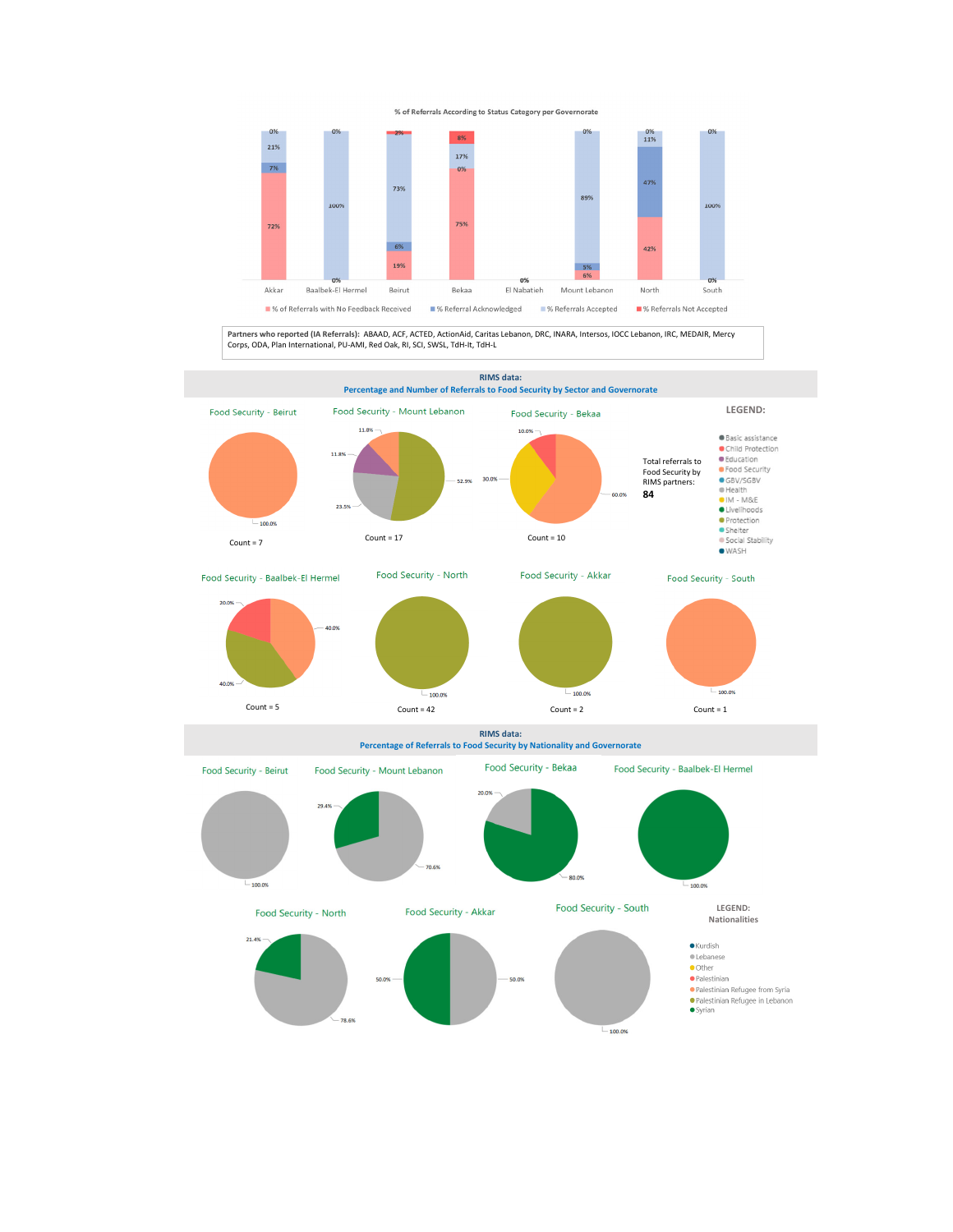### % of Referrals According to Status Category per Governorate

| Governorate | % of Referrals with No Feedback Received | % Referral Acknowledged | % Referrals Accepted | % Referrals Not Accepted |
|---|---|---|---|---|
| Akkar | 72% | 7% | 21% | 0% |
| Baalbek-El Hermel | 0% | | 100% | 0% |
| Beirut | 19% | 6% | 73% | 2% |
| Bekaa | 75% | 0% | 17% | 8% |
| El Nabatieh | 0% | | | |
| Mount Lebanon | 6% | 5% | 89% | 0% |
| North | 42% | 47% | 11% | 0% |
| South | 0% | | 100% | 0% |

Partners who reported (IA Referrals): ABAAD, ACF, ACTED, ActionAid, Caritas Lebanon, DRC, INARA, Intersos, IOCC Lebanon, IRC, MEDAIR, Mercy Corps, ODA, Plan International, PU-AMI, Red Oak, RI, SCI, SWSL, TdH-It, TdH-L

## RIMS data:
### Percentage and Number of Referrals to Food Security by Sector and Governorate

Total referrals to Food Security by RIMS partners: **84**

LEGEND: Basic assistance, Child Protection, Education, Food Security, GBV/SGBV, Health, IM - M&E, Livelihoods, Protection, Shelter, Social Stability, WASH

| Food Security - Governorate | Breakdown | Count |
|---|---|---|
| Beirut | 100.0% | 7 |
| Mount Lebanon | 52.9%, 23.5%, 11.8%, 11.8% | 17 |
| Bekaa | 60.0%, 30.0%, 10.0% | 10 |
| Baalbek-El Hermel | 40.0%, 40.0%, 20.0% | 5 |
| North | 100.0% | 42 |
| Akkar | 100.0% | 2 |
| South | 100.0% | 1 |

## RIMS data:
### Percentage of Referrals to Food Security by Nationality and Governorate

LEGEND: Nationalities: Kurdish, Lebanese, Other, Palestinian, Palestinian Refugee from Syria, Palestinian Refugee in Lebanon, Syrian

| Food Security - Governorate | Breakdown |
|---|---|
| Beirut | 100.0% |
| Mount Lebanon | 70.6%, 29.4% |
| Bekaa | 80.0%, 20.0% |
| Baalbek-El Hermel | 100.0% |
| North | 78.6%, 21.4% |
| Akkar | 50.0%, 50.0% |
| South | 100.0% |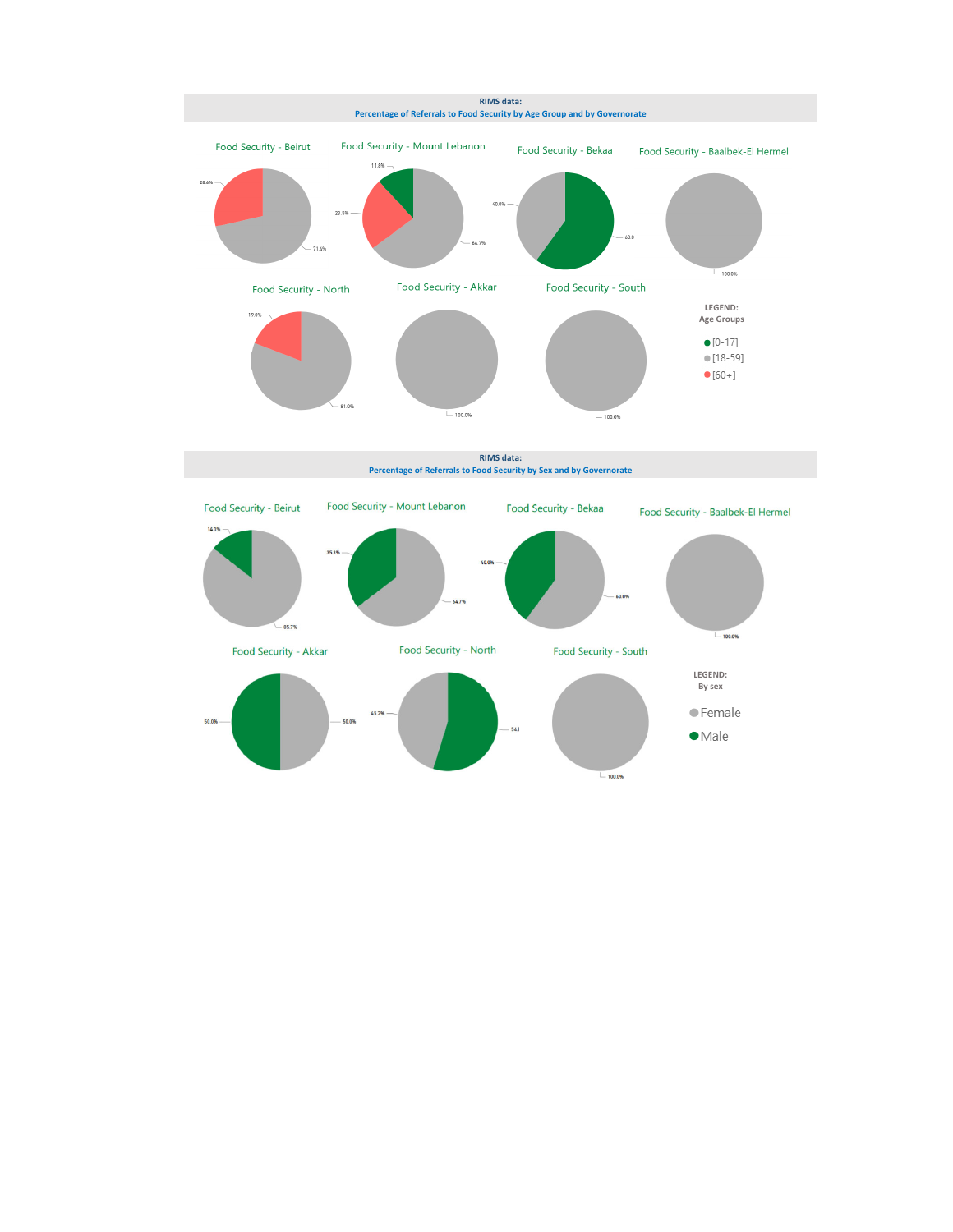**RIMS data:**
**Percentage of Referrals to Food Security by Age Group and by Governorate**

Food Security - Beirut

28.6%
71.4%

Food Security - Mount Lebanon

11.8%
23.5%
64.7%

Food Security - Bekaa

40.0%
60.0

Food Security - Baalbek-El Hermel

100.0%

Food Security - North

19.0%
81.0%

Food Security - Akkar

100.0%

Food Security - South

100.0%

LEGEND:
Age Groups

- [0-17]
- [18-59]
- [60+]

**RIMS data:**
**Percentage of Referrals to Food Security by Sex and by Governorate**

Food Security - Beirut

14.3%
85.7%

Food Security - Mount Lebanon

35.3%
64.7%

Food Security - Bekaa

40.0%
60.0%

Food Security - Baalbek-El Hermel

100.0%

Food Security - Akkar

50.0%
50.0%

Food Security - North

45.2%
54.8

Food Security - South

100.0%

LEGEND:
By sex

- Female
- Male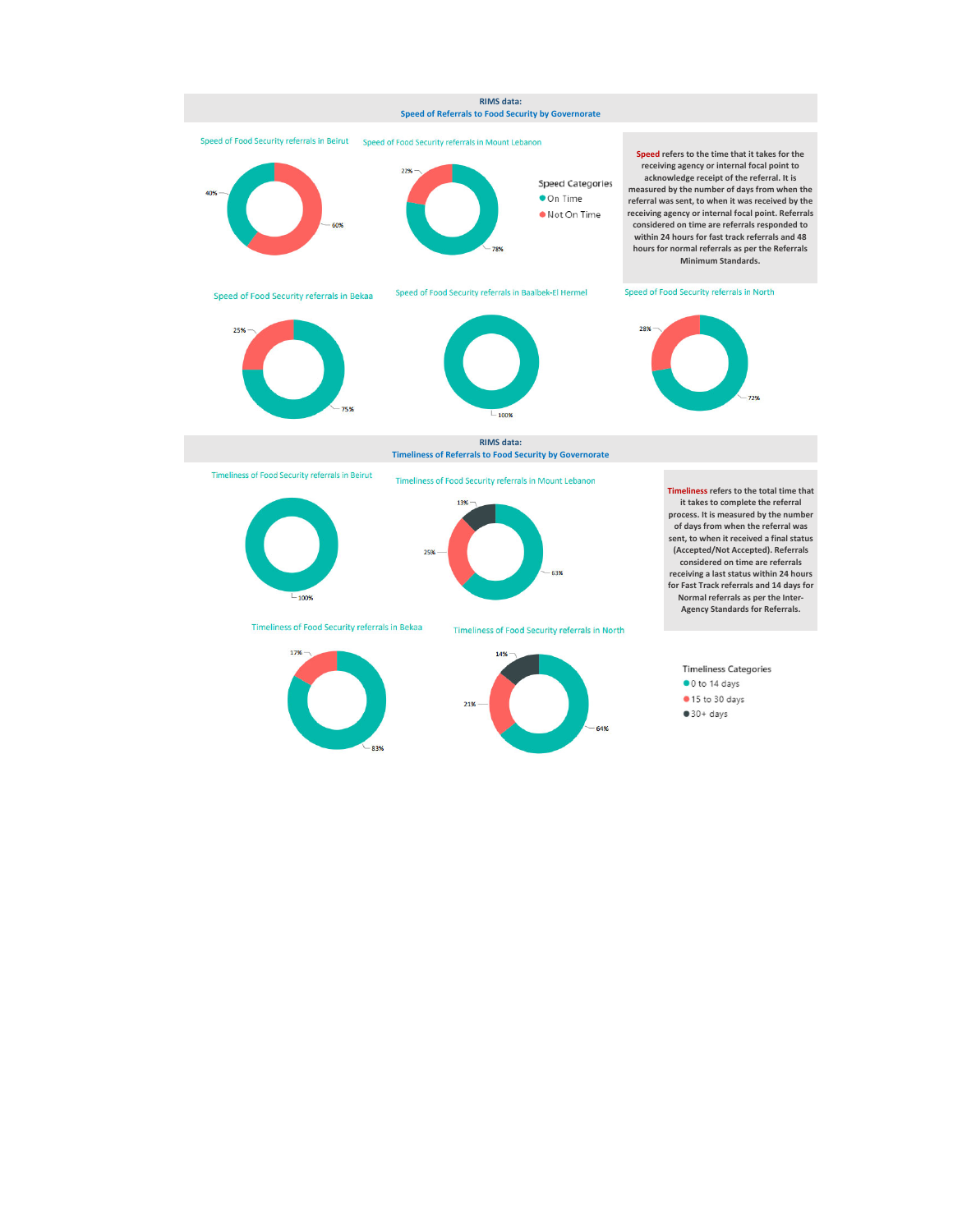## RIMS data:
## Speed of Referrals to Food Security by Governorate

Speed of Food Security referrals in Beirut

40%
60%

Speed of Food Security referrals in Mount Lebanon

22%
78%

Speed Categories
- On Time
- Not On Time

**Speed** refers to the time that it takes for the receiving agency or internal focal point to acknowledge receipt of the referral. It is measured by the number of days from when the referral was sent, to when it was received by the receiving agency or internal focal point. Referrals considered on time are referrals responded to within 24 hours for fast track referrals and 48 hours for normal referrals as per the Referrals Minimum Standards.

Speed of Food Security referrals in Bekaa

25%
75%

Speed of Food Security referrals in Baalbek-El Hermel

100%

Speed of Food Security referrals in North

28%
72%

## RIMS data:
## Timeliness of Referrals to Food Security by Governorate

Timeliness of Food Security referrals in Beirut

100%

Timeliness of Food Security referrals in Mount Lebanon

13%
25%
63%

**Timeliness** refers to the total time that it takes to complete the referral process. It is measured by the number of days from when the referral was sent, to when it received a final status (Accepted/Not Accepted). Referrals considered on time are referrals receiving a last status within 24 hours for Fast Track referrals and 14 days for Normal referrals as per the Inter-Agency Standards for Referrals.

Timeliness of Food Security referrals in Bekaa

17%
83%

Timeliness of Food Security referrals in North

14%
21%
64%

Timeliness Categories
- 0 to 14 days
- 15 to 30 days
- 30+ days